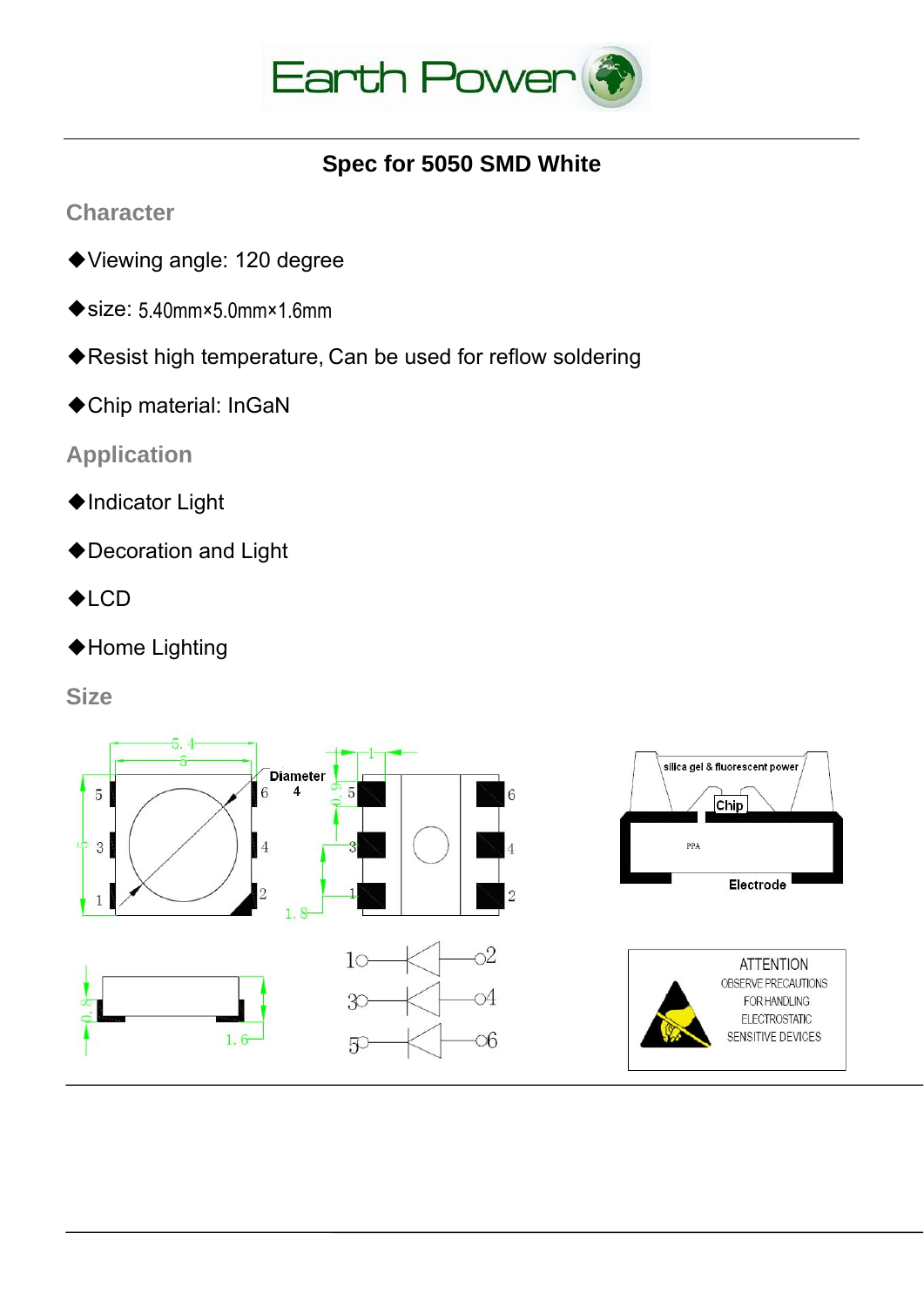Earth Power

## Spec for 5050 SMD White

### Character

◆Viewing angle: 120 degree

◆size: 5.40mm×5.0mm×1.6mm

◆Resist high temperature, Can be used for reflow soldering

◆Chip material: InGaN

### Application

◆Indicator Light

◆Decoration and Light

◆LCD

◆Home Lighting

### Size

Diameter 4

silica gel & fluorescent power

Chip

PPA

Electrode

ATTENTION
OBSERVE PRECAUTIONS
FOR HANDLING
ELECTROSTATIC
SENSITIVE DEVICES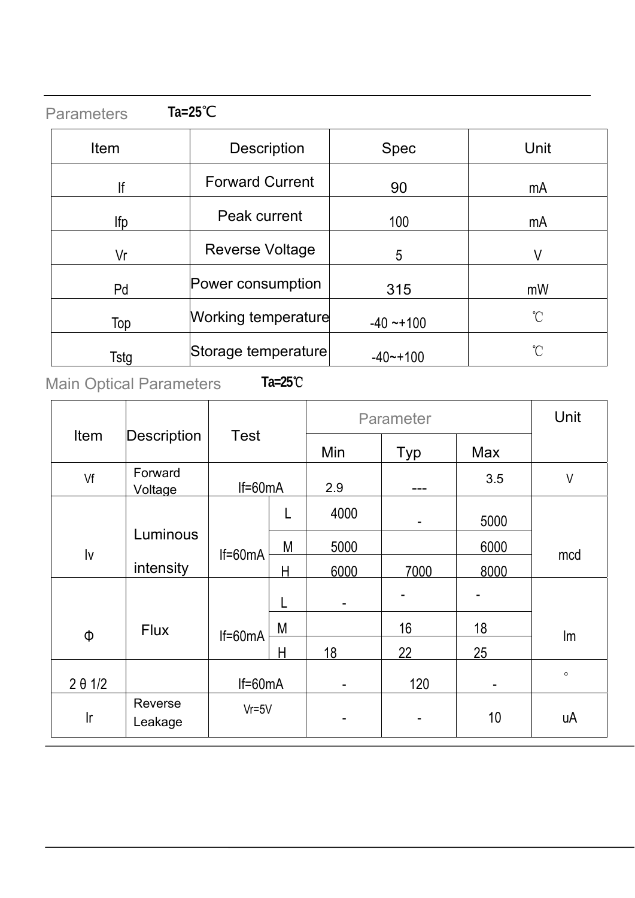## Parameters Ta=25℃

| Item | Description | Spec | Unit |
|---|---|---|---|
| If | Forward Current | 90 | mA |
| Ifp | Peak current | 100 | mA |
| Vr | Reverse Voltage | 5 | V |
| Pd | Power consumption | 315 | mW |
| Top | Working temperature | -40 ~+100 | ℃ |
| Tstg | Storage temperature | -40~+100 | ℃ |

## Main Optical Parameters Ta=25℃

| Item | Description | Test | | Parameter | | | Unit |
|---|---|---|---|---|---|---|---|
| | | | | Min | Typ | Max | |
| Vf | Forward Voltage | If=60mA | | 2.9 | --- | 3.5 | V |
| Iv | Luminous intensity | If=60mA | L | 4000 | - | 5000 | mcd |
| | | | M | 5000 | | 6000 | |
| | | | H | 6000 | 7000 | 8000 | |
| Φ | Flux | If=60mA | L | - | - | - | lm |
| | | | M | | 16 | 18 | |
| | | | H | 18 | 22 | 25 | |
| 2 θ 1/2 | | If=60mA | | - | 120 | - | ° |
| Ir | Reverse Leakage | Vr=5V | | - | - | 10 | uA |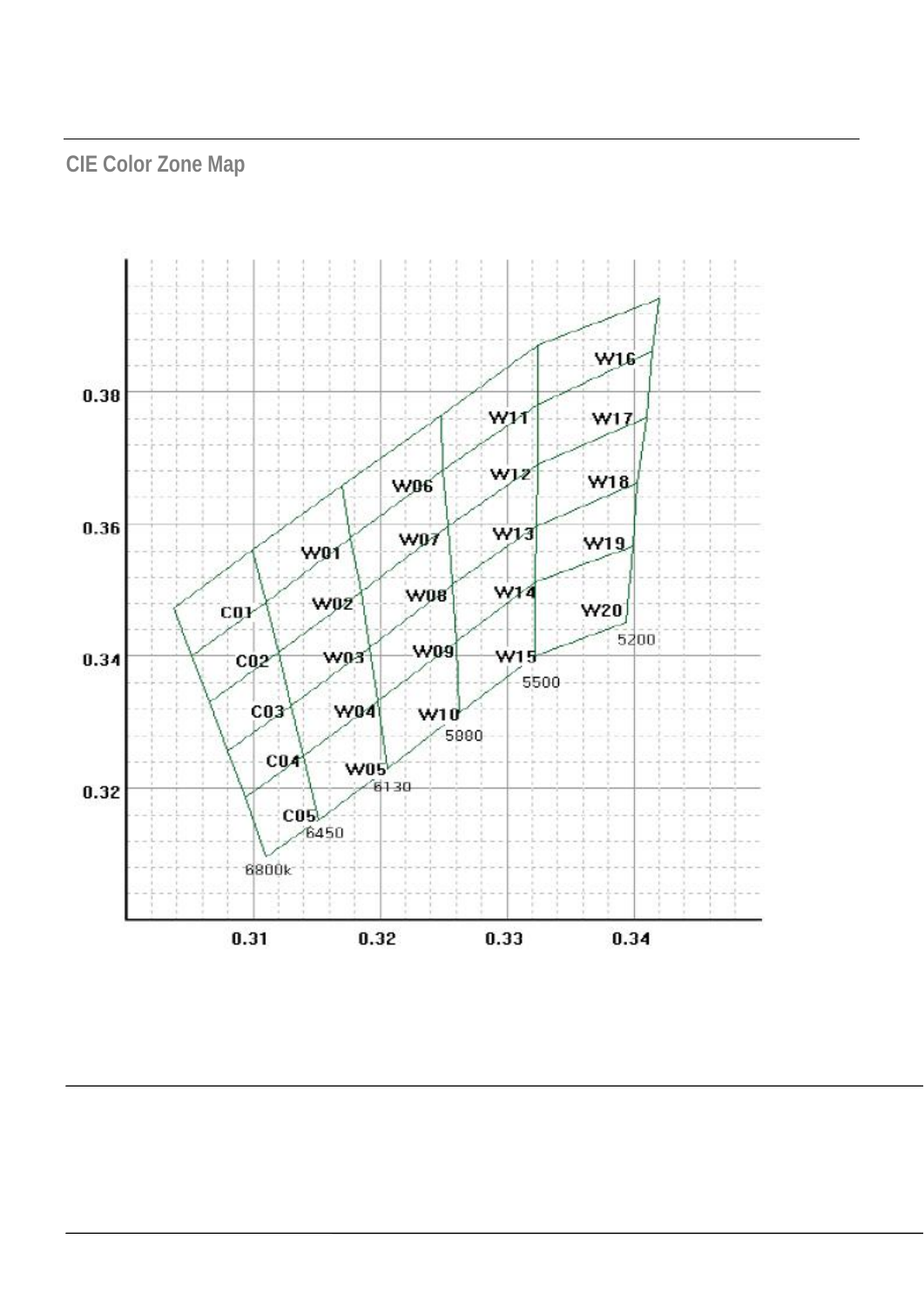## CIE Color Zone Map

0.38

0.36

0.34

0.32

0.31 0.32 0.33 0.34

W16 W11 W17 W12 W06 W18 W13 W07 W01 W19 W14 W08 W02 C01 W20 W09 W15 W03 C02 W10 W04 C03 W05 C04 C05

5200 5500 5800 6130 6450 6800k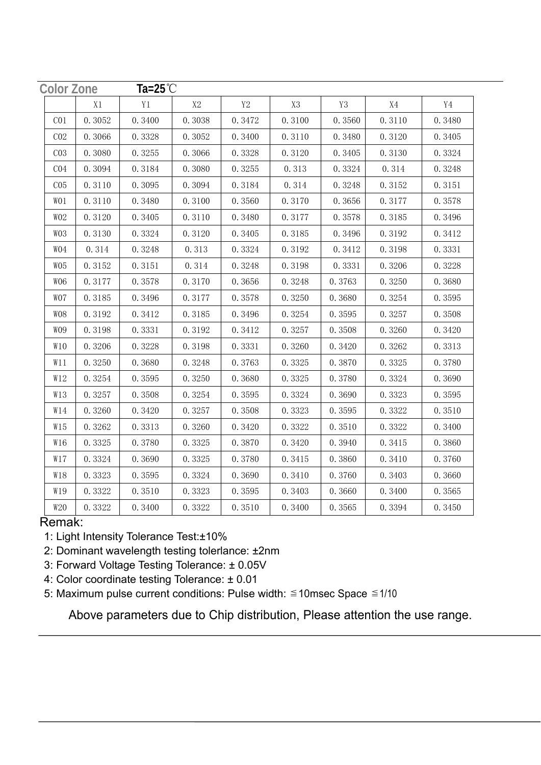**Color Zone** **Ta=25℃**

| | X1 | Y1 | X2 | Y2 | X3 | Y3 | X4 | Y4 |
|---|---|---|---|---|---|---|---|---|
| C01 | 0.3052 | 0.3400 | 0.3038 | 0.3472 | 0.3100 | 0.3560 | 0.3110 | 0.3480 |
| C02 | 0.3066 | 0.3328 | 0.3052 | 0.3400 | 0.3110 | 0.3480 | 0.3120 | 0.3405 |
| C03 | 0.3080 | 0.3255 | 0.3066 | 0.3328 | 0.3120 | 0.3405 | 0.3130 | 0.3324 |
| C04 | 0.3094 | 0.3184 | 0.3080 | 0.3255 | 0.313 | 0.3324 | 0.314 | 0.3248 |
| C05 | 0.3110 | 0.3095 | 0.3094 | 0.3184 | 0.314 | 0.3248 | 0.3152 | 0.3151 |
| W01 | 0.3110 | 0.3480 | 0.3100 | 0.3560 | 0.3170 | 0.3656 | 0.3177 | 0.3578 |
| W02 | 0.3120 | 0.3405 | 0.3110 | 0.3480 | 0.3177 | 0.3578 | 0.3185 | 0.3496 |
| W03 | 0.3130 | 0.3324 | 0.3120 | 0.3405 | 0.3185 | 0.3496 | 0.3192 | 0.3412 |
| W04 | 0.314 | 0.3248 | 0.313 | 0.3324 | 0.3192 | 0.3412 | 0.3198 | 0.3331 |
| W05 | 0.3152 | 0.3151 | 0.314 | 0.3248 | 0.3198 | 0.3331 | 0.3206 | 0.3228 |
| W06 | 0.3177 | 0.3578 | 0.3170 | 0.3656 | 0.3248 | 0.3763 | 0.3250 | 0.3680 |
| W07 | 0.3185 | 0.3496 | 0.3177 | 0.3578 | 0.3250 | 0.3680 | 0.3254 | 0.3595 |
| W08 | 0.3192 | 0.3412 | 0.3185 | 0.3496 | 0.3254 | 0.3595 | 0.3257 | 0.3508 |
| W09 | 0.3198 | 0.3331 | 0.3192 | 0.3412 | 0.3257 | 0.3508 | 0.3260 | 0.3420 |
| W10 | 0.3206 | 0.3228 | 0.3198 | 0.3331 | 0.3260 | 0.3420 | 0.3262 | 0.3313 |
| W11 | 0.3250 | 0.3680 | 0.3248 | 0.3763 | 0.3325 | 0.3870 | 0.3325 | 0.3780 |
| W12 | 0.3254 | 0.3595 | 0.3250 | 0.3680 | 0.3325 | 0.3780 | 0.3324 | 0.3690 |
| W13 | 0.3257 | 0.3508 | 0.3254 | 0.3595 | 0.3324 | 0.3690 | 0.3323 | 0.3595 |
| W14 | 0.3260 | 0.3420 | 0.3257 | 0.3508 | 0.3323 | 0.3595 | 0.3322 | 0.3510 |
| W15 | 0.3262 | 0.3313 | 0.3260 | 0.3420 | 0.3322 | 0.3510 | 0.3322 | 0.3400 |
| W16 | 0.3325 | 0.3780 | 0.3325 | 0.3870 | 0.3420 | 0.3940 | 0.3415 | 0.3860 |
| W17 | 0.3324 | 0.3690 | 0.3325 | 0.3780 | 0.3415 | 0.3860 | 0.3410 | 0.3760 |
| W18 | 0.3323 | 0.3595 | 0.3324 | 0.3690 | 0.3410 | 0.3760 | 0.3403 | 0.3660 |
| W19 | 0.3322 | 0.3510 | 0.3323 | 0.3595 | 0.3403 | 0.3660 | 0.3400 | 0.3565 |
| W20 | 0.3322 | 0.3400 | 0.3322 | 0.3510 | 0.3400 | 0.3565 | 0.3394 | 0.3450 |

Remak:

1: Light Intensity Tolerance Test:±10%

2: Dominant wavelength testing tolerlance: ±2nm

3: Forward Voltage Testing Tolerance: ± 0.05V

4: Color coordinate testing Tolerance: ± 0.01

5: Maximum pulse current conditions: Pulse width: ≦10msec Space ≦1/10

Above parameters due to Chip distribution, Please attention the use range.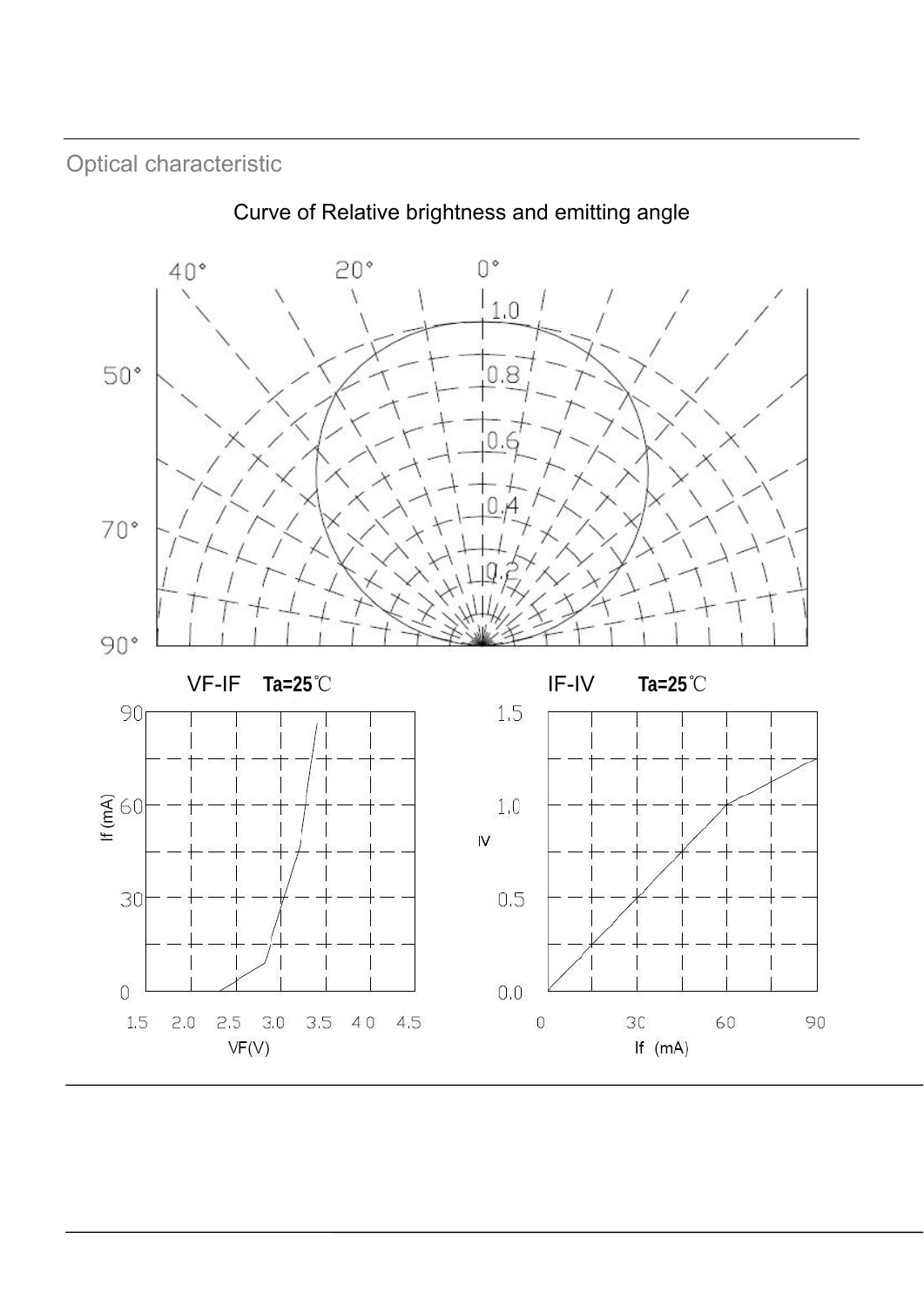## Optical characteristic

Curve of Relative brightness and emitting angle

VF-IF **Ta=25**℃

IF-IV **Ta=25**℃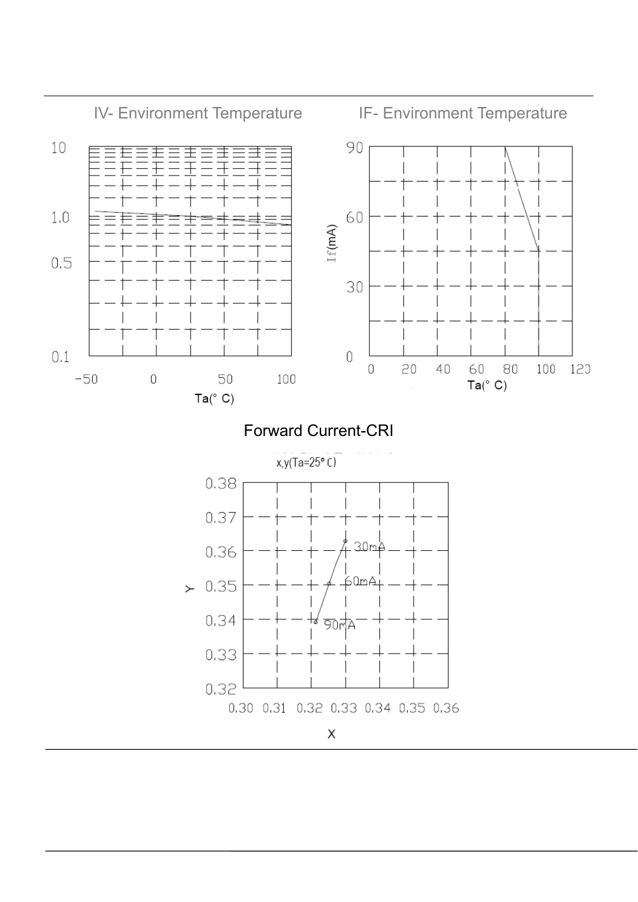## IV- Environment Temperature

10

1.0

0.5

0.1

-50 0 50 100

Ta(° C)

## IF- Environment Temperature

90

60

30

0

If(mA)

0 20 40 60 80 100 120

Ta(° C)

## Forward Current-CRI

x,y(Ta=25° C)

0.38

0.37

0.36

0.35

0.34

0.33

0.32

Y

30mA

60mA

90mA

0.30 0.31 0.32 0.33 0.34 0.35 0.36

X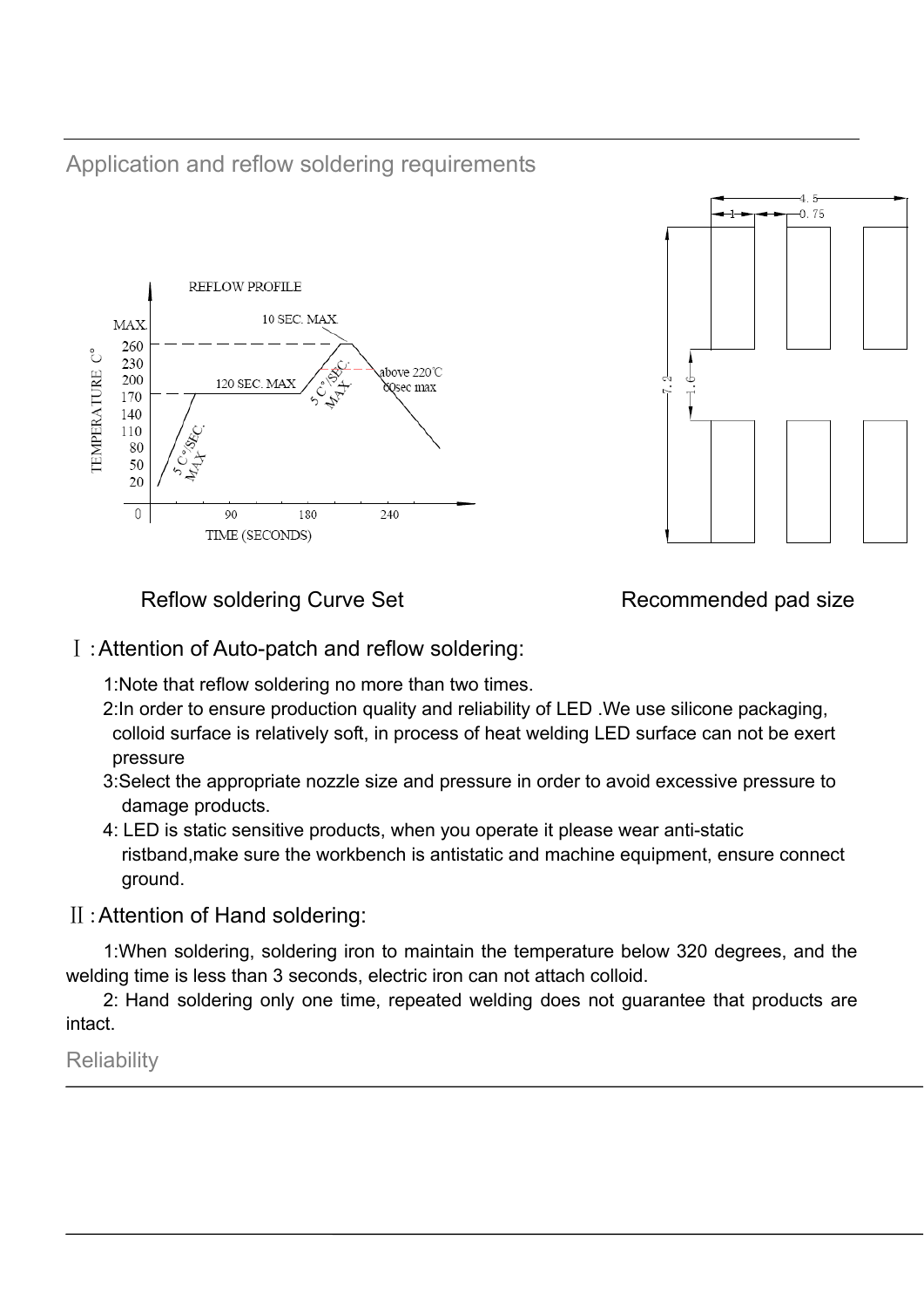## Application and reflow soldering requirements

Reflow soldering Curve Set

Recommended pad size

### Ⅰ:Attention of Auto-patch and reflow soldering:

1:Note that reflow soldering no more than two times.

2:In order to ensure production quality and reliability of LED .We use silicone packaging, colloid surface is relatively soft, in process of heat welding LED surface can not be exert pressure

3:Select the appropriate nozzle size and pressure in order to avoid excessive pressure to damage products.

4: LED is static sensitive products, when you operate it please wear anti-static ristband,make sure the workbench is antistatic and machine equipment, ensure connect ground.

### Ⅱ:Attention of Hand soldering:

1:When soldering, soldering iron to maintain the temperature below 320 degrees, and the welding time is less than 3 seconds, electric iron can not attach colloid.

2: Hand soldering only one time, repeated welding does not guarantee that products are intact.

## Reliability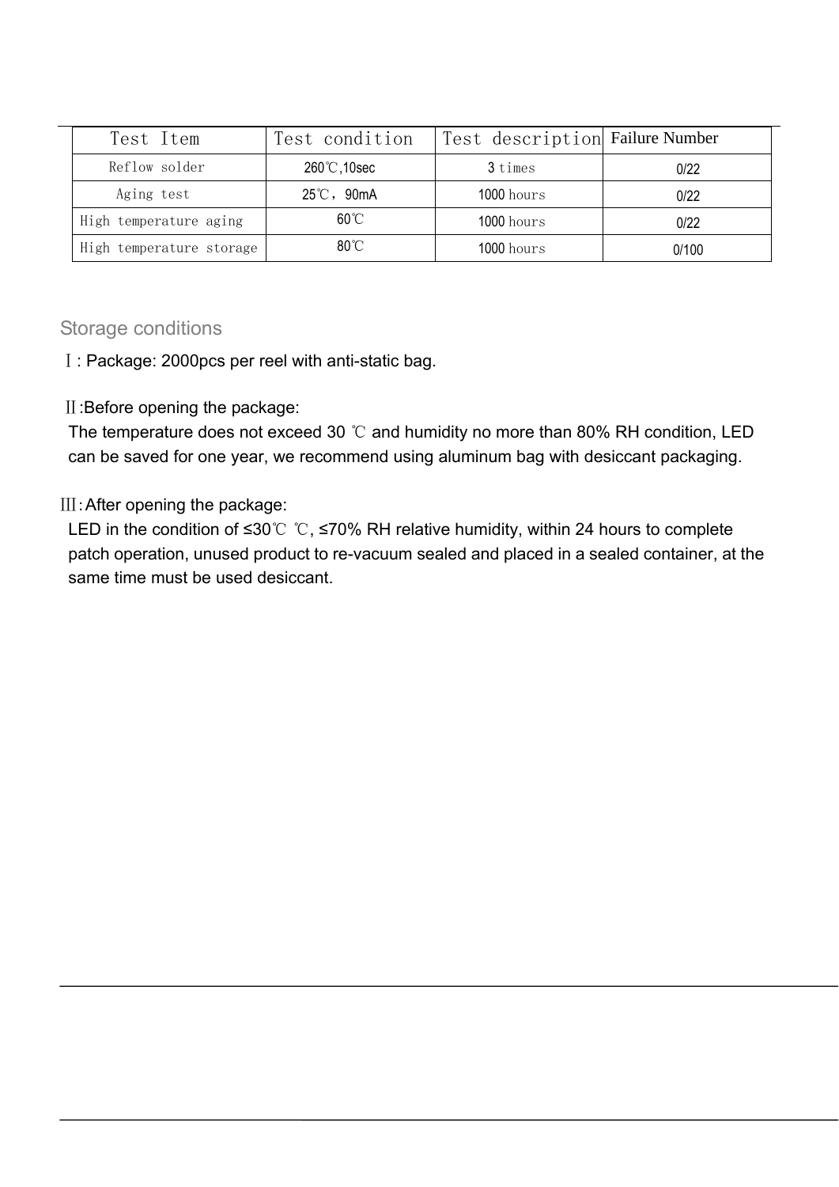| Test Item | Test condition | Test description | Failure Number |
|---|---|---|---|
| Reflow solder | 260℃,10sec | 3 times | 0/22 |
| Aging test | 25℃，90mA | 1000 hours | 0/22 |
| High temperature aging | 60℃ | 1000 hours | 0/22 |
| High temperature storage | 80℃ | 1000 hours | 0/100 |

## Storage conditions

Ⅰ: Package: 2000pcs per reel with anti-static bag.

Ⅱ:Before opening the package:

The temperature does not exceed 30 ℃ and humidity no more than 80% RH condition, LED can be saved for one year, we recommend using aluminum bag with desiccant packaging.

Ⅲ:After opening the package:

LED in the condition of ≤30℃ ℃, ≤70% RH relative humidity, within 24 hours to complete patch operation, unused product to re-vacuum sealed and placed in a sealed container, at the same time must be used desiccant.